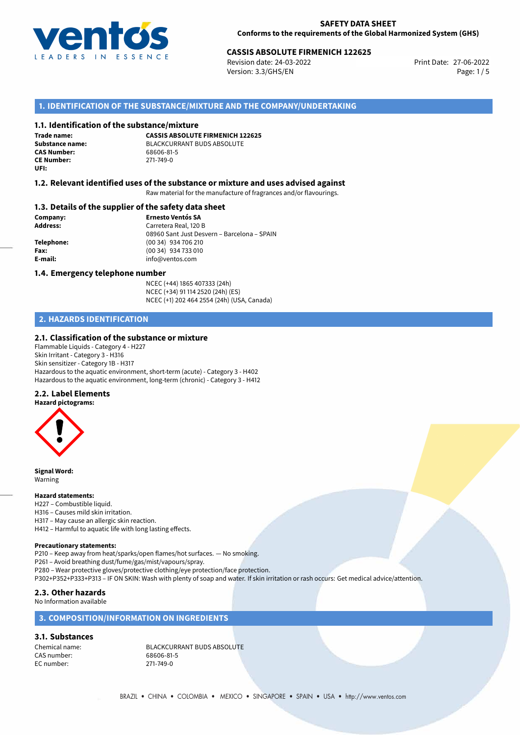**SAFETY DATA SHEET**
**Conforms to the requirements of the Global Harmonized System (GHS)**

**CASSIS ABSOLUTE FIRMENICH 122625**
Revision date: 24-03-2022
Version: 3.3/GHS/EN
Print Date: 27-06-2022

## 1. IDENTIFICATION OF THE SUBSTANCE/MIXTURE AND THE COMPANY/UNDERTAKING

### 1.1. Identification of the substance/mixture

**Trade name:** **CASSIS ABSOLUTE FIRMENICH 122625**
**Substance name:** BLACKCURRANT BUDS ABSOLUTE
**CAS Number:** 68606-81-5
**CE Number:** 271-749-0
**UFI:**

### 1.2. Relevant identified uses of the substance or mixture and uses advised against

Raw material for the manufacture of fragrances and/or flavourings.

### 1.3. Details of the supplier of the safety data sheet

**Company:** **Ernesto Ventós SA**
**Address:** Carretera Real, 120 B
08960 Sant Just Desvern – Barcelona – SPAIN
**Telephone:** (00 34) 934 706 210
**Fax:** (00 34) 934 733 010
**E-mail:** info@ventos.com

### 1.4. Emergency telephone number

NCEC (+44) 1865 407333 (24h)
NCEC (+34) 91 114 2520 (24h) (ES)
NCEC (+1) 202 464 2554 (24h) (USA, Canada)

## 2. HAZARDS IDENTIFICATION

### 2.1. Classification of the substance or mixture

Flammable Liquids - Category 4 - H227
Skin Irritant - Category 3 - H316
Skin sensitizer - Category 1B - H317
Hazardous to the aquatic environment, short-term (acute) - Category 3 - H402
Hazardous to the aquatic environment, long-term (chronic) - Category 3 - H412

### 2.2. Label Elements

**Hazard pictograms:**

**Signal Word:**
Warning

**Hazard statements:**
H227 – Combustible liquid.
H316 – Causes mild skin irritation.
H317 – May cause an allergic skin reaction.
H412 – Harmful to aquatic life with long lasting effects.

**Precautionary statements:**
P210 – Keep away from heat/sparks/open flames/hot surfaces. — No smoking.
P261 – Avoid breathing dust/fume/gas/mist/vapours/spray.
P280 – Wear protective gloves/protective clothing/eye protection/face protection.
P302+P352+P333+P313 – IF ON SKIN: Wash with plenty of soap and water. If skin irritation or rash occurs: Get medical advice/attention.

### 2.3. Other hazards

No Information available

## 3. COMPOSITION/INFORMATION ON INGREDIENTS

### 3.1. Substances

Chemical name: BLACKCURRANT BUDS ABSOLUTE
CAS number: 68606-81-5
EC number: 271-749-0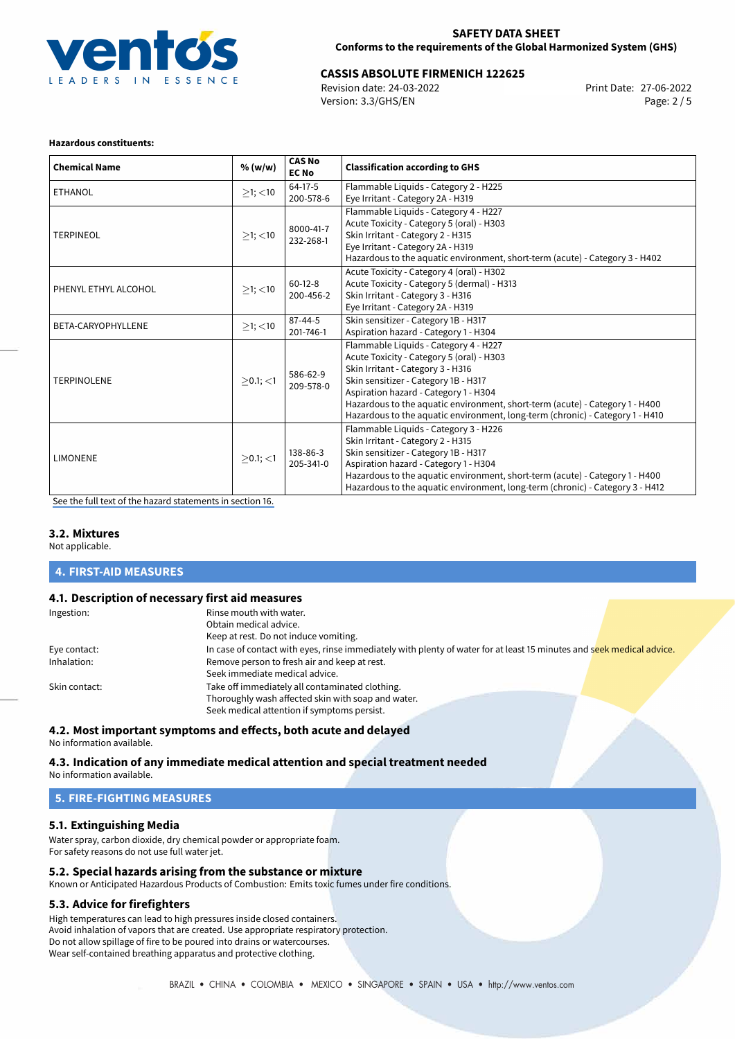**Hazardous constituents:**

| Chemical Name | % (w/w) | CAS No EC No | Classification according to GHS |
|---|---|---|---|
| ETHANOL | $\geq$1; <10 | 64-17-5 200-578-6 | Flammable Liquids - Category 2 - H225<br>Eye Irritant - Category 2A - H319 |
| TERPINEOL | $\geq$1; <10 | 8000-41-7 232-268-1 | Flammable Liquids - Category 4 - H227<br>Acute Toxicity - Category 5 (oral) - H303<br>Skin Irritant - Category 2 - H315<br>Eye Irritant - Category 2A - H319<br>Hazardous to the aquatic environment, short-term (acute) - Category 3 - H402 |
| PHENYL ETHYL ALCOHOL | $\geq$1; <10 | 60-12-8 200-456-2 | Acute Toxicity - Category 4 (oral) - H302<br>Acute Toxicity - Category 5 (dermal) - H313<br>Skin Irritant - Category 3 - H316<br>Eye Irritant - Category 2A - H319 |
| BETA-CARYOPHYLLENE | $\geq$1; <10 | 87-44-5 201-746-1 | Skin sensitizer - Category 1B - H317<br>Aspiration hazard - Category 1 - H304 |
| TERPINOLENE | $\geq$0.1; <1 | 586-62-9 209-578-0 | Flammable Liquids - Category 4 - H227<br>Acute Toxicity - Category 5 (oral) - H303<br>Skin Irritant - Category 3 - H316<br>Skin sensitizer - Category 1B - H317<br>Aspiration hazard - Category 1 - H304<br>Hazardous to the aquatic environment, short-term (acute) - Category 1 - H400<br>Hazardous to the aquatic environment, long-term (chronic) - Category 1 - H410 |
| LIMONENE | $\geq$0.1; <1 | 138-86-3 205-341-0 | Flammable Liquids - Category 3 - H226<br>Skin Irritant - Category 2 - H315<br>Skin sensitizer - Category 1B - H317<br>Aspiration hazard - Category 1 - H304<br>Hazardous to the aquatic environment, short-term (acute) - Category 1 - H400<br>Hazardous to the aquatic environment, long-term (chronic) - Category 3 - H412 |

See the full text of the hazard statements in section 16.

### 3.2. Mixtures

Not applicable.

## 4. FIRST-AID MEASURES

### 4.1. Description of necessary first aid measures

| | |
|---|---|
| Ingestion: | Rinse mouth with water.<br>Obtain medical advice.<br>Keep at rest. Do not induce vomiting. |
| Eye contact: | In case of contact with eyes, rinse immediately with plenty of water for at least 15 minutes and seek medical advice. |
| Inhalation: | Remove person to fresh air and keep at rest.<br>Seek immediate medical advice. |
| Skin contact: | Take off immediately all contaminated clothing.<br>Thoroughly wash affected skin with soap and water.<br>Seek medical attention if symptoms persist. |

### 4.2. Most important symptoms and effects, both acute and delayed

No information available.

### 4.3. Indication of any immediate medical attention and special treatment needed

No information available.

## 5. FIRE-FIGHTING MEASURES

### 5.1. Extinguishing Media

Water spray, carbon dioxide, dry chemical powder or appropriate foam.
For safety reasons do not use full water jet.

### 5.2. Special hazards arising from the substance or mixture

Known or Anticipated Hazardous Products of Combustion: Emits toxic fumes under fire conditions.

### 5.3. Advice for firefighters

High temperatures can lead to high pressures inside closed containers.
Avoid inhalation of vapors that are created. Use appropriate respiratory protection.
Do not allow spillage of fire to be poured into drains or watercourses.
Wear self-contained breathing apparatus and protective clothing.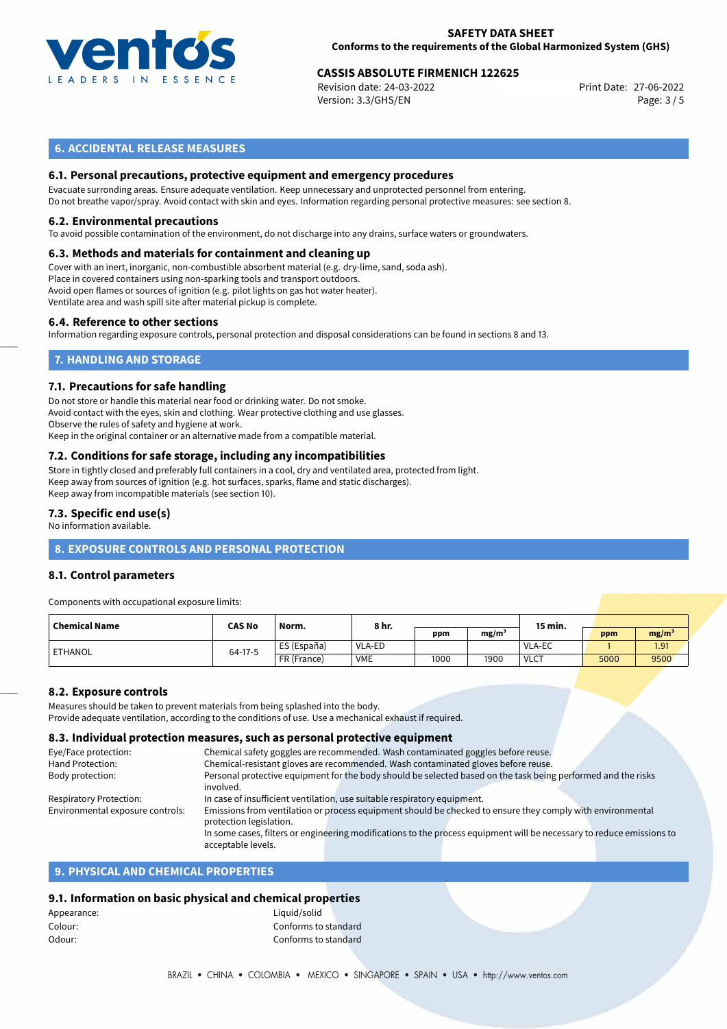## 6. ACCIDENTAL RELEASE MEASURES

### 6.1. Personal precautions, protective equipment and emergency procedures

Evacuate surronding areas. Ensure adequate ventilation. Keep unnecessary and unprotected personnel from entering.
Do not breathe vapor/spray. Avoid contact with skin and eyes. Information regarding personal protective measures: see section 8.

### 6.2. Environmental precautions

To avoid possible contamination of the environment, do not discharge into any drains, surface waters or groundwaters.

### 6.3. Methods and materials for containment and cleaning up

Cover with an inert, inorganic, non-combustible absorbent material (e.g. dry-lime, sand, soda ash).
Place in covered containers using non-sparking tools and transport outdoors.
Avoid open flames or sources of ignition (e.g. pilot lights on gas hot water heater).
Ventilate area and wash spill site after material pickup is complete.

### 6.4. Reference to other sections

Information regarding exposure controls, personal protection and disposal considerations can be found in sections 8 and 13.

## 7. HANDLING AND STORAGE

### 7.1. Precautions for safe handling

Do not store or handle this material near food or drinking water. Do not smoke.
Avoid contact with the eyes, skin and clothing. Wear protective clothing and use glasses.
Observe the rules of safety and hygiene at work.
Keep in the original container or an alternative made from a compatible material.

### 7.2. Conditions for safe storage, including any incompatibilities

Store in tightly closed and preferably full containers in a cool, dry and ventilated area, protected from light.
Keep away from sources of ignition (e.g. hot surfaces, sparks, flame and static discharges).
Keep away from incompatible materials (see section 10).

### 7.3. Specific end use(s)

No information available.

## 8. EXPOSURE CONTROLS AND PERSONAL PROTECTION

### 8.1. Control parameters

Components with occupational exposure limits:

| Chemical Name | CAS No | Norm. | 8 hr. | | | 15 min. | | |
|---|---|---|---|---|---|---|---|---|
| | | | | ppm | mg/m³ | | ppm | mg/m³ |
| ETHANOL | 64-17-5 | ES (España) | VLA-ED | | | VLA-EC | 1 | 1.91 |
| | | FR (France) | VME | 1000 | 1900 | VLCT | 5000 | 9500 |

### 8.2. Exposure controls

Measures should be taken to prevent materials from being splashed into the body.
Provide adequate ventilation, according to the conditions of use. Use a mechanical exhaust if required.

### 8.3. Individual protection measures, such as personal protective equipment

| | |
|---|---|
| Eye/Face protection: | Chemical safety goggles are recommended. Wash contaminated goggles before reuse. |
| Hand Protection: | Chemical-resistant gloves are recommended. Wash contaminated gloves before reuse. |
| Body protection: | Personal protective equipment for the body should be selected based on the task being performed and the risks involved. |
| Respiratory Protection: | In case of insufficient ventilation, use suitable respiratory equipment. |
| Environmental exposure controls: | Emissions from ventilation or process equipment should be checked to ensure they comply with environmental protection legislation. In some cases, filters or engineering modifications to the process equipment will be necessary to reduce emissions to acceptable levels. |

## 9. PHYSICAL AND CHEMICAL PROPERTIES

### 9.1. Information on basic physical and chemical properties

| | |
|---|---|
| Appearance: | Liquid/solid |
| Colour: | Conforms to standard |
| Odour: | Conforms to standard |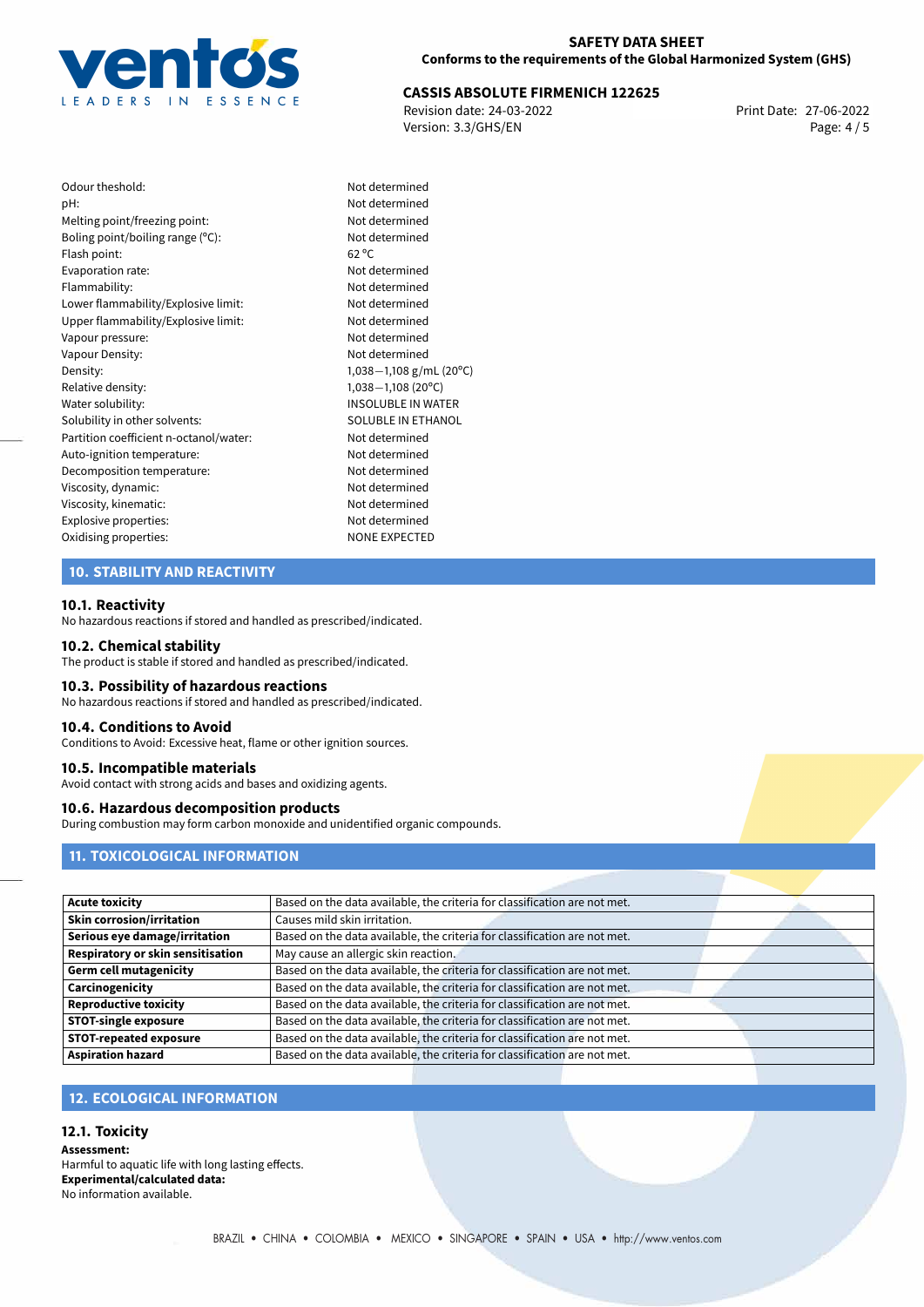| | |
|---|---|
| Odour theshold: | Not determined |
| pH: | Not determined |
| Melting point/freezing point: | Not determined |
| Boling point/boiling range (°C): | Not determined |
| Flash point: | 62 °C |
| Evaporation rate: | Not determined |
| Flammability: | Not determined |
| Lower flammability/Explosive limit: | Not determined |
| Upper flammability/Explosive limit: | Not determined |
| Vapour pressure: | Not determined |
| Vapour Density: | Not determined |
| Density: | 1,038—1,108 g/mL (20°C) |
| Relative density: | 1,038—1,108 (20°C) |
| Water solubility: | INSOLUBLE IN WATER |
| Solubility in other solvents: | SOLUBLE IN ETHANOL |
| Partition coefficient n-octanol/water: | Not determined |
| Auto-ignition temperature: | Not determined |
| Decomposition temperature: | Not determined |
| Viscosity, dynamic: | Not determined |
| Viscosity, kinematic: | Not determined |
| Explosive properties: | Not determined |
| Oxidising properties: | NONE EXPECTED |

## 10. STABILITY AND REACTIVITY

### 10.1. Reactivity
No hazardous reactions if stored and handled as prescribed/indicated.

### 10.2. Chemical stability
The product is stable if stored and handled as prescribed/indicated.

### 10.3. Possibility of hazardous reactions
No hazardous reactions if stored and handled as prescribed/indicated.

### 10.4. Conditions to Avoid
Conditions to Avoid: Excessive heat, flame or other ignition sources.

### 10.5. Incompatible materials
Avoid contact with strong acids and bases and oxidizing agents.

### 10.6. Hazardous decomposition products
During combustion may form carbon monoxide and unidentified organic compounds.

## 11. TOXICOLOGICAL INFORMATION

| | |
|---|---|
| **Acute toxicity** | Based on the data available, the criteria for classification are not met. |
| **Skin corrosion/irritation** | Causes mild skin irritation. |
| **Serious eye damage/irritation** | Based on the data available, the criteria for classification are not met. |
| **Respiratory or skin sensitisation** | May cause an allergic skin reaction. |
| **Germ cell mutagenicity** | Based on the data available, the criteria for classification are not met. |
| **Carcinogenicity** | Based on the data available, the criteria for classification are not met. |
| **Reproductive toxicity** | Based on the data available, the criteria for classification are not met. |
| **STOT-single exposure** | Based on the data available, the criteria for classification are not met. |
| **STOT-repeated exposure** | Based on the data available, the criteria for classification are not met. |
| **Aspiration hazard** | Based on the data available, the criteria for classification are not met. |

## 12. ECOLOGICAL INFORMATION

### 12.1. Toxicity
**Assessment:**
Harmful to aquatic life with long lasting effects.
**Experimental/calculated data:**
No information available.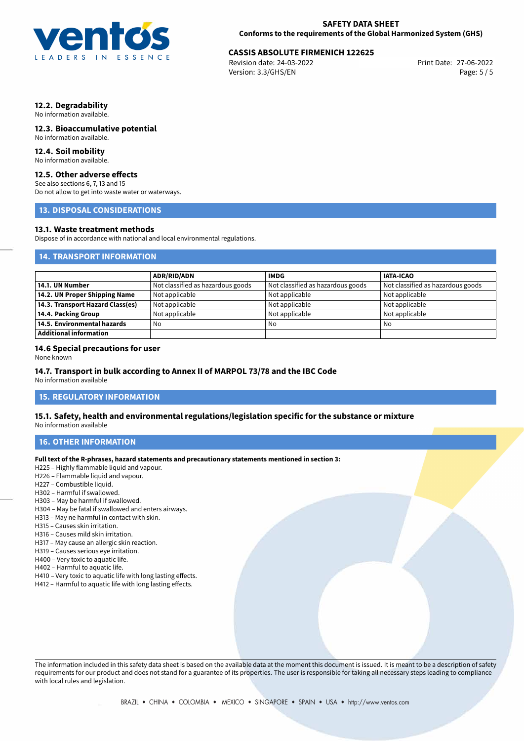### 12.2. Degradability

No information available.

### 12.3. Bioaccumulative potential

No information available.

### 12.4. Soil mobility

No information available.

### 12.5. Other adverse effects

See also sections 6, 7, 13 and 15
Do not allow to get into waste water or waterways.

## 13. DISPOSAL CONSIDERATIONS

### 13.1. Waste treatment methods

Dispose of in accordance with national and local environmental regulations.

## 14. TRANSPORT INFORMATION

| | ADR/RID/ADN | IMDG | IATA-ICAO |
|---|---|---|---|
| **14.1. UN Number** | Not classified as hazardous goods | Not classified as hazardous goods | Not classified as hazardous goods |
| **14.2. UN Proper Shipping Name** | Not applicable | Not applicable | Not applicable |
| **14.3. Transport Hazard Class(es)** | Not applicable | Not applicable | Not applicable |
| **14.4. Packing Group** | Not applicable | Not applicable | Not applicable |
| **14.5. Environmental hazards** | No | No | No |
| **Additional information** | | | |

### 14.6 Special precautions for user

None known

### 14.7. Transport in bulk according to Annex II of MARPOL 73/78 and the IBC Code

No information available

## 15. REGULATORY INFORMATION

### 15.1. Safety, health and environmental regulations/legislation specific for the substance or mixture

No information available

## 16. OTHER INFORMATION

**Full text of the R-phrases, hazard statements and precautionary statements mentioned in section 3:**

H225 – Highly flammable liquid and vapour.
H226 – Flammable liquid and vapour.
H227 – Combustible liquid.
H302 – Harmful if swallowed.
H303 – May be harmful if swallowed.
H304 – May be fatal if swallowed and enters airways.
H313 – May ne harmful in contact with skin.
H315 – Causes skin irritation.
H316 – Causes mild skin irritation.
H317 – May cause an allergic skin reaction.
H319 – Causes serious eye irritation.
H400 – Very toxic to aquatic life.
H402 – Harmful to aquatic life.
H410 – Very toxic to aquatic life with long lasting effects.
H412 – Harmful to aquatic life with long lasting effects.

The information included in this safety data sheet is based on the available data at the moment this document is issued. It is meant to be a description of safety requirements for our product and does not stand for a guarantee of its properties. The user is responsible for taking all necessary steps leading to compliance with local rules and legislation.